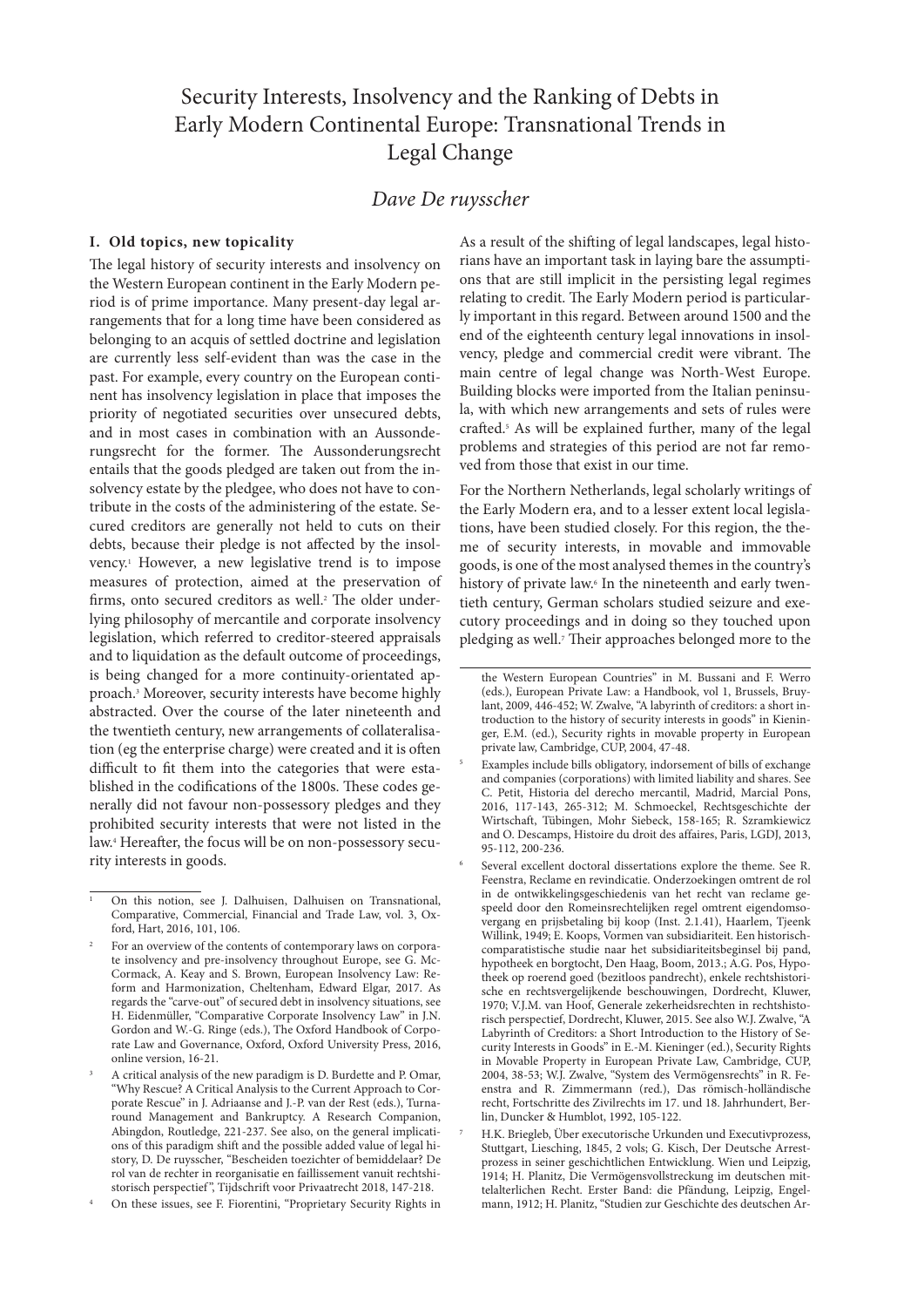# Security Interests, Insolvency and the Ranking of Debts in Early Modern Continental Europe: Transnational Trends in Legal Change

*Dave De ruysscher*

## I. Old topics, new topicality

The legal history of security interests and insolvency on the Western European continent in the Early Modern period is of prime importance. Many present-day legal arrangements that for a long time have been considered as belonging to an acquis of settled doctrine and legislation are currently less self-evident than was the case in the past. For example, every country on the European continent has insolvency legislation in place that imposes the priority of negotiated securities over unsecured debts, and in most cases in combination with an Aussonderungsrecht for the former. The Aussonderungsrecht entails that the goods pledged are taken out from the insolvency estate by the pledgee, who does not have to contribute in the costs of the administering of the estate. Secured creditors are generally not held to cuts on their debts, because their pledge is not affected by the insolvency.[1] However, a new legislative trend is to impose measures of protection, aimed at the preservation of firms, onto secured creditors as well.[2] The older underlying philosophy of mercantile and corporate insolvency legislation, which referred to creditor-steered appraisals and to liquidation as the default outcome of proceedings, is being changed for a more continuity-orientated approach.[3] Moreover, security interests have become highly abstracted. Over the course of the later nineteenth and the twentieth century, new arrangements of collateralisation (eg the enterprise charge) were created and it is often difficult to fit them into the categories that were established in the codifications of the 1800s. These codes generally did not favour non-possessory pledges and they prohibited security interests that were not listed in the law.[4] Hereafter, the focus will be on non-possessory security interests in goods.

As a result of the shifting of legal landscapes, legal historians have an important task in laying bare the assumptions that are still implicit in the persisting legal regimes relating to credit. The Early Modern period is particularly important in this regard. Between around 1500 and the end of the eighteenth century legal innovations in insolvency, pledge and commercial credit were vibrant. The main centre of legal change was North-West Europe. Building blocks were imported from the Italian peninsula, with which new arrangements and sets of rules were crafted.[5] As will be explained further, many of the legal problems and strategies of this period are not far removed from those that exist in our time.

For the Northern Netherlands, legal scholarly writings of the Early Modern era, and to a lesser extent local legislations, have been studied closely. For this region, the theme of security interests, in movable and immovable goods, is one of the most analysed themes in the country's history of private law.[6] In the nineteenth and early twentieth century, German scholars studied seizure and executory proceedings and in doing so they touched upon pledging as well.[7] Their approaches belonged more to the

---

[1] On this notion, see J. Dalhuisen, Dalhuisen on Transnational, Comparative, Commercial, Financial and Trade Law, vol. 3, Oxford, Hart, 2016, 101, 106.

[2] For an overview of the contents of contemporary laws on corporate insolvency and pre-insolvency throughout Europe, see G. McCormack, A. Keay and S. Brown, European Insolvency Law: Reform and Harmonization, Cheltenham, Edward Elgar, 2017. As regards the "carve-out" of secured debt in insolvency situations, see H. Eidenmüller, "Comparative Corporate Insolvency Law" in J.N. Gordon and W.-G. Ringe (eds.), The Oxford Handbook of Corporate Law and Governance, Oxford, Oxford University Press, 2016, online version, 16-21.

[3] A critical analysis of the new paradigm is D. Burdette and P. Omar, "Why Rescue? A Critical Analysis to the Current Approach to Corporate Rescue" in J. Adriaanse and J.-P. van der Rest (eds.), Turnaround Management and Bankruptcy. A Research Companion, Abingdon, Routledge, 221-237. See also, on the general implications of this paradigm shift and the possible added value of legal history, D. De ruysscher, "Bescheiden toezichter of bemiddelaar? De rol van de rechter in reorganisatie en faillissement vanuit rechtshistorisch perspectief", Tijdschrift voor Privaatrecht 2018, 147-218.

[4] On these issues, see F. Fiorentini, "Proprietary Security Rights in the Western European Countries" in M. Bussani and F. Werro (eds.), European Private Law: a Handbook, vol 1, Brussels, Bruylant, 2009, 446-452; W. Zwalve, "A labyrinth of creditors: a short introduction to the history of security interests in goods" in Kieninger, E.M. (ed.), Security rights in movable property in European private law, Cambridge, CUP, 2004, 47-48.

[5] Examples include bills obligatory, indorsement of bills of exchange and companies (corporations) with limited liability and shares. See C. Petit, Historia del derecho mercantil, Madrid, Marcial Pons, 2016, 117-143, 265-312; M. Schmoeckel, Rechtsgeschichte der Wirtschaft, Tübingen, Mohr Siebeck, 158-165; R. Szramkiewicz and O. Descamps, Histoire du droit des affaires, Paris, LGDJ, 2013, 95-112, 200-236.

[6] Several excellent doctoral dissertations explore the theme. See R. Feenstra, Reclame en revindicatie. Onderzoekingen omtrent de rol in de ontwikkelingsgeschiedenis van het recht van reclame gespeeld door den Romeinsrechtelijken regel omtrent eigendomsovergang en prijsbetaling bij koop (Inst. 2.1.41), Haarlem, Tjeenk Willink, 1949; E. Koops, Vormen van subsidiariteit. Een historisch-comparatistische studie naar het subsidiariteitsbeginsel bij pand, hypotheek en borgtocht, Den Haag, Boom, 2013.; A.G. Pos, Hypotheek op roerend goed (bezitloos pandrecht), enkele rechtshistorische en rechtsvergelijkende beschouwingen, Dordrecht, Kluwer, 1970; V.J.M. van Hoof, Generale zekerheidsrechten in rechtshistorisch perspectief, Dordrecht, Kluwer, 2015. See also W.J. Zwalve, "A Labyrinth of Creditors: a Short Introduction to the History of Security Interests in Goods" in E.-M. Kieninger (ed.), Security Rights in Movable Property in European Private Law, Cambridge, CUP, 2004, 38-53; W.J. Zwalve, "System des Vermögensrechts" in R. Feenstra and R. Zimmermann (red.), Das römisch-holländische recht, Fortschritte des Zivilrechts im 17. und 18. Jahrhundert, Berlin, Duncker & Humblot, 1992, 105-122.

[7] H.K. Briegleb, Über executorische Urkunden und Executivprozess, Stuttgart, Liesching, 1845, 2 vols; G. Kisch, Der Deutsche Arrestprozess in seiner geschichtlichen Entwicklung. Wien und Leipzig, 1914; H. Planitz, Die Vermögensvollstreckung im deutschen mittelalterlichen Recht. Erster Band: die Pfändung, Leipzig, Engelmann, 1912; H. Planitz, "Studien zur Geschichte des deutschen Ar-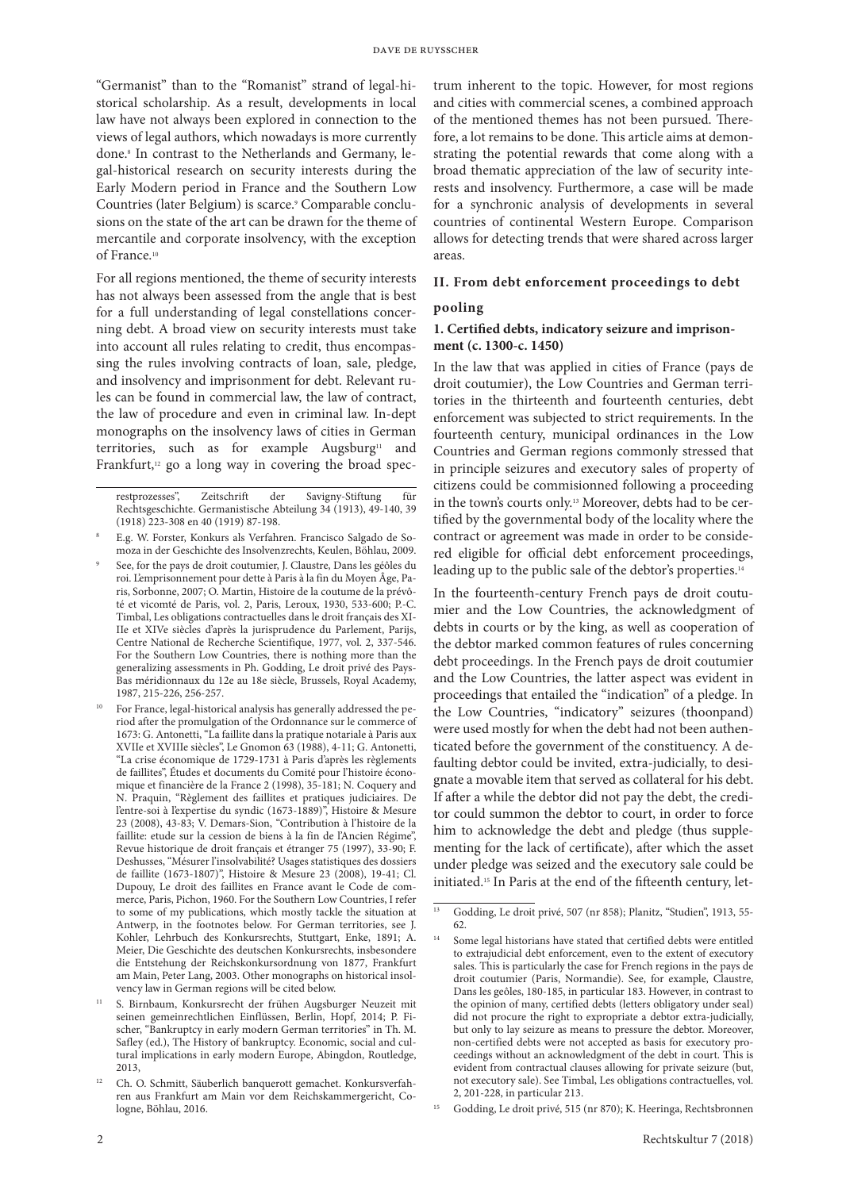"Germanist" than to the "Romanist" strand of legal-historical scholarship. As a result, developments in local law have not always been explored in connection to the views of legal authors, which nowadays is more currently done.[8] In contrast to the Netherlands and Germany, legal-historical research on security interests during the Early Modern period in France and the Southern Low Countries (later Belgium) is scarce.[9] Comparable conclusions on the state of the art can be drawn for the theme of mercantile and corporate insolvency, with the exception of France.[10]

For all regions mentioned, the theme of security interests has not always been assessed from the angle that is best for a full understanding of legal constellations concerning debt. A broad view on security interests must take into account all rules relating to credit, thus encompassing the rules involving contracts of loan, sale, pledge, and insolvency and imprisonment for debt. Relevant rules can be found in commercial law, the law of contract, the law of procedure and even in criminal law. In-dept monographs on the insolvency laws of cities in German territories, such as for example Augsburg[11] and Frankfurt,[12] go a long way in covering the broad spectrum inherent to the topic. However, for most regions and cities with commercial scenes, a combined approach of the mentioned themes has not been pursued. Therefore, a lot remains to be done. This article aims at demonstrating the potential rewards that come along with a broad thematic appreciation of the law of security interests and insolvency. Furthermore, a case will be made for a synchronic analysis of developments in several countries of continental Western Europe. Comparison allows for detecting trends that were shared across larger areas.

## II. From debt enforcement proceedings to debt pooling

### 1. Certified debts, indicatory seizure and imprisonment (c. 1300-c. 1450)

In the law that was applied in cities of France (pays de droit coutumier), the Low Countries and German territories in the thirteenth and fourteenth centuries, debt enforcement was subjected to strict requirements. In the fourteenth century, municipal ordinances in the Low Countries and German regions commonly stressed that in principle seizures and executory sales of property of citizens could be commisionned following a proceeding in the town's courts only.[13] Moreover, debts had to be certified by the governmental body of the locality where the contract or agreement was made in order to be considered eligible for official debt enforcement proceedings, leading up to the public sale of the debtor's properties.[14]

In the fourteenth-century French pays de droit coutumier and the Low Countries, the acknowledgment of debts in courts or by the king, as well as cooperation of the debtor marked common features of rules concerning debt proceedings. In the French pays de droit coutumier and the Low Countries, the latter aspect was evident in proceedings that entailed the "indication" of a pledge. In the Low Countries, "indicatory" seizures (thoonpand) were used mostly for when the debt had not been authenticated before the government of the constituency. A defaulting debtor could be invited, extra-judicially, to designate a movable item that served as collateral for his debt. If after a while the debtor did not pay the debt, the creditor could summon the debtor to court, in order to force him to acknowledge the debt and pledge (thus supplementing for the lack of certificate), after which the asset under pledge was seized and the executory sale could be initiated.[15] In Paris at the end of the fifteenth century, let-

---

restprozesses", Zeitschrift der Savigny-Stiftung für Rechtsgeschichte. Germanistische Abteilung 34 (1913), 49-140, 39 (1918) 223-308 en 40 (1919) 87-198.

[8] E.g. W. Forster, Konkurs als Verfahren. Francisco Salgado de Somoza in der Geschichte des Insolvenzrechts, Keulen, Böhlau, 2009.

[9] See, for the pays de droit coutumier, J. Claustre, Dans les géôles du roi. L'emprisonnement pour dette à Paris à la fin du Moyen Âge, Paris, Sorbonne, 2007; O. Martin, Histoire de la coutume de la prévôté et vicomté de Paris, vol. 2, Paris, Leroux, 1930, 533-600; P.-C. Timbal, Les obligations contractuelles dans le droit français des XIIe et XIVe siècles d'après la jurisprudence du Parlement, Parijs, Centre National de Recherche Scientifique, 1977, vol. 2, 337-546. For the Southern Low Countries, there is nothing more than the generalizing assessments in Ph. Godding, Le droit privé des Pays-Bas méridionnaux du 12e au 18e siècle, Brussels, Royal Academy, 1987, 215-226, 256-257.

[10] For France, legal-historical analysis has generally addressed the period after the promulgation of the Ordonnance sur le commerce of 1673: G. Antonetti, "La faillite dans la pratique notariale à Paris aux XVIIe et XVIIIe siècles", Le Gnomon 63 (1988), 4-11; G. Antonetti, "La crise économique de 1729-1731 à Paris d'après les règlements de faillites", Études et documents du Comité pour l'histoire économique et financière de la France 2 (1998), 35-181; N. Coquery and N. Praquin, "Règlement des faillites et pratiques judiciaires. De l'entre-soi à l'expertise du syndic (1673-1889)", Histoire & Mesure 23 (2008), 43-83; V. Demars-Sion, "Contribution à l'histoire de la faillite: etude sur la cession de biens à la fin de l'Ancien Régime", Revue historique de droit français et étranger 75 (1997), 33-90; F. Deshusses, "Mésurer l'insolvabilité? Usages statistiques des dossiers de faillite (1673-1807)", Histoire & Mesure 23 (2008), 19-41; Cl. Dupouy, Le droit des faillites en France avant le Code de commerce, Paris, Pichon, 1960. For the Southern Low Countries, I refer to some of my publications, which mostly tackle the situation at Antwerp, in the footnotes below. For German territories, see J. Kohler, Lehrbuch des Konkursrechts, Stuttgart, Enke, 1891; A. Meier, Die Geschichte des deutschen Konkursrechts, insbesondere die Entstehung der Reichskonkursordnung von 1877, Frankfurt am Main, Peter Lang, 2003. Other monographs on historical insolvency law in German regions will be cited below.

[11] S. Birnbaum, Konkursrecht der frühen Augsburger Neuzeit mit seinen gemeinrechtlichen Einflüssen, Berlin, Hopf, 2014; P. Fischer, "Bankruptcy in early modern German territories" in Th. M. Safley (ed.), The History of bankruptcy. Economic, social and cultural implications in early modern Europe, Abingdon, Routledge, 2013,

[12] Ch. O. Schmitt, Säuberlich banquerott gemachet. Konkursverfahren aus Frankfurt am Main vor dem Reichskammergericht, Cologne, Böhlau, 2016.

[13] Godding, Le droit privé, 507 (nr 858); Planitz, "Studien", 1913, 55-62.

[14] Some legal historians have stated that certified debts were entitled to extrajudicial debt enforcement, even to the extent of executory sales. This is particularly the case for French regions in the pays de droit coutumier (Paris, Normandie). See, for example, Claustre, Dans les geôles, 180-185, in particular 183. However, in contrast to the opinion of many, certified debts (letters obligatory under seal) did not procure the right to expropriate a debtor extra-judicially, but only to lay seizure as means to pressure the debtor. Moreover, non-certified debts were not accepted as basis for executory proceedings without an acknowledgment of the debt in court. This is evident from contractual clauses allowing for private seizure (but, not executory sale). See Timbal, Les obligations contractuelles, vol. 2, 201-228, in particular 213.

[15] Godding, Le droit privé, 515 (nr 870); K. Heeringa, Rechtsbronnen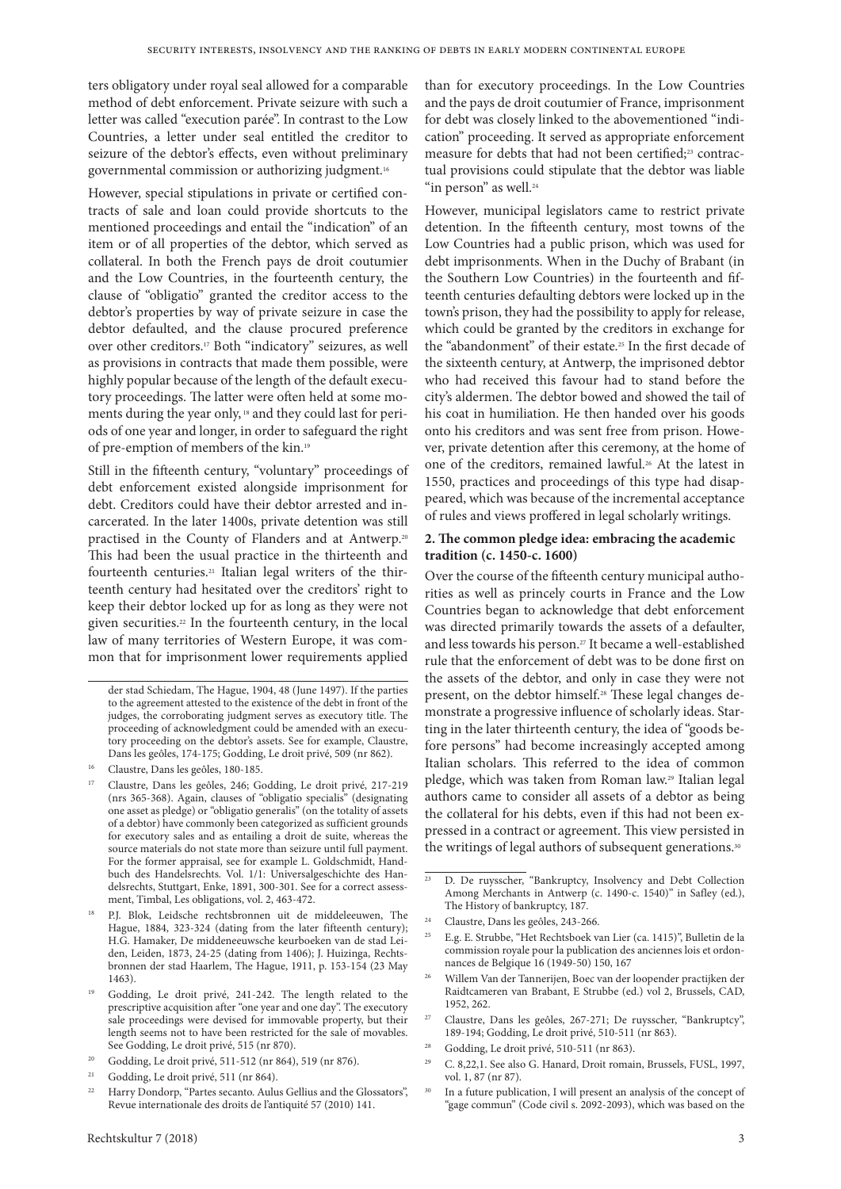ters obligatory under royal seal allowed for a comparable method of debt enforcement. Private seizure with such a letter was called "execution parée". In contrast to the Low Countries, a letter under seal entitled the creditor to seizure of the debtor's effects, even without preliminary governmental commission or authorizing judgment.[16]

However, special stipulations in private or certified contracts of sale and loan could provide shortcuts to the mentioned proceedings and entail the "indication" of an item or of all properties of the debtor, which served as collateral. In both the French pays de droit coutumier and the Low Countries, in the fourteenth century, the clause of "obligatio" granted the creditor access to the debtor's properties by way of private seizure in case the debtor defaulted, and the clause procured preference over other creditors.[17] Both "indicatory" seizures, as well as provisions in contracts that made them possible, were highly popular because of the length of the default executory proceedings. The latter were often held at some moments during the year only,[18] and they could last for periods of one year and longer, in order to safeguard the right of pre-emption of members of the kin.[19]

Still in the fifteenth century, "voluntary" proceedings of debt enforcement existed alongside imprisonment for debt. Creditors could have their debtor arrested and incarcerated. In the later 1400s, private detention was still practised in the County of Flanders and at Antwerp.[20] This had been the usual practice in the thirteenth and fourteenth centuries.[21] Italian legal writers of the thirteenth century had hesitated over the creditors' right to keep their debtor locked up for as long as they were not given securities.[22] In the fourteenth century, in the local law of many territories of Western Europe, it was common that for imprisonment lower requirements applied than for executory proceedings. In the Low Countries and the pays de droit coutumier of France, imprisonment for debt was closely linked to the abovementioned "indication" proceeding. It served as appropriate enforcement measure for debts that had not been certified;[23] contractual provisions could stipulate that the debtor was liable "in person" as well.[24]

However, municipal legislators came to restrict private detention. In the fifteenth century, most towns of the Low Countries had a public prison, which was used for debt imprisonments. When in the Duchy of Brabant (in the Southern Low Countries) in the fourteenth and fifteenth centuries defaulting debtors were locked up in the town's prison, they had the possibility to apply for release, which could be granted by the creditors in exchange for the "abandonment" of their estate.[25] In the first decade of the sixteenth century, at Antwerp, the imprisoned debtor who had received this favour had to stand before the city's aldermen. The debtor bowed and showed the tail of his coat in humiliation. He then handed over his goods onto his creditors and was sent free from prison. However, private detention after this ceremony, at the home of one of the creditors, remained lawful.[26] At the latest in 1550, practices and proceedings of this type had disappeared, which was because of the incremental acceptance of rules and views proffered in legal scholarly writings.

## 2. The common pledge idea: embracing the academic tradition (c. 1450-c. 1600)

Over the course of the fifteenth century municipal authorities as well as princely courts in France and the Low Countries began to acknowledge that debt enforcement was directed primarily towards the assets of a defaulter, and less towards his person.[27] It became a well-established rule that the enforcement of debt was to be done first on the assets of the debtor, and only in case they were not present, on the debtor himself.[28] These legal changes demonstrate a progressive influence of scholarly ideas. Starting in the later thirteenth century, the idea of "goods before persons" had become increasingly accepted among Italian scholars. This referred to the idea of common pledge, which was taken from Roman law.[29] Italian legal authors came to consider all assets of a debtor as being the collateral for his debts, even if this had not been expressed in a contract or agreement. This view persisted in the writings of legal authors of subsequent generations.[30]

---

der stad Schiedam, The Hague, 1904, 48 (June 1497). If the parties to the agreement attested to the existence of the debt in front of the judges, the corroborating judgment serves as executory title. The proceeding of acknowledgment could be amended with an executory proceeding on the debtor's assets. See for example, Claustre, Dans les geôles, 174-175; Godding, Le droit privé, 509 (nr 862).

[16] Claustre, Dans les geôles, 180-185.

[17] Claustre, Dans les geôles, 246; Godding, Le droit privé, 217-219 (nrs 365-368). Again, clauses of "obligatio specialis" (designating one asset as pledge) or "obligatio generalis" (on the totality of assets of a debtor) have commonly been categorized as sufficient grounds for executory sales and as entailing a droit de suite, whereas the source materials do not state more than seizure until full payment. For the former appraisal, see for example L. Goldschmidt, Handbuch des Handelsrechts. Vol. 1/1: Universalgeschichte des Handelsrechts, Stuttgart, Enke, 1891, 300-301. See for a correct assessment, Timbal, Les obligations, vol. 2, 463-472.

[18] P.J. Blok, Leidsche rechtsbronnen uit de middeleeuwen, The Hague, 1884, 323-324 (dating from the later fifteenth century); H.G. Hamaker, De middeneeuwsche keurboeken van de stad Leiden, Leiden, 1873, 24-25 (dating from 1406); J. Huizinga, Rechtsbronnen der stad Haarlem, The Hague, 1911, p. 153-154 (23 May 1463).

[19] Godding, Le droit privé, 241-242. The length related to the prescriptive acquisition after "one year and one day". The executory sale proceedings were devised for immovable property, but their length seems not to have been restricted for the sale of movables. See Godding, Le droit privé, 515 (nr 870).

[20] Godding, Le droit privé, 511-512 (nr 864), 519 (nr 876).

[21] Godding, Le droit privé, 511 (nr 864).

[22] Harry Dondorp, "Partes secanto. Aulus Gellius and the Glossators", Revue internationale des droits de l'antiquité 57 (2010) 141.

[23] D. De ruysscher, "Bankruptcy, Insolvency and Debt Collection Among Merchants in Antwerp (c. 1490-c. 1540)" in Safley (ed.), The History of bankruptcy, 187.

[24] Claustre, Dans les geôles, 243-266.

[25] E.g. E. Strubbe, "Het Rechtsboek van Lier (ca. 1415)", Bulletin de la commission royale pour la publication des anciennes lois et ordonnances de Belgique 16 (1949-50) 150, 167

[26] Willem Van der Tannerijen, Boec van der loopender practijken der Raidtcameren van Brabant, E Strubbe (ed.) vol 2, Brussels, CAD, 1952, 262.

[27] Claustre, Dans les geôles, 267-271; De ruysscher, "Bankruptcy", 189-194; Godding, Le droit privé, 510-511 (nr 863).

[28] Godding, Le droit privé, 510-511 (nr 863).

[29] C. 8,22,1. See also G. Hanard, Droit romain, Brussels, FUSL, 1997, vol. 1, 87 (nr 87).

[30] In a future publication, I will present an analysis of the concept of "gage commun" (Code civil s. 2092-2093), which was based on the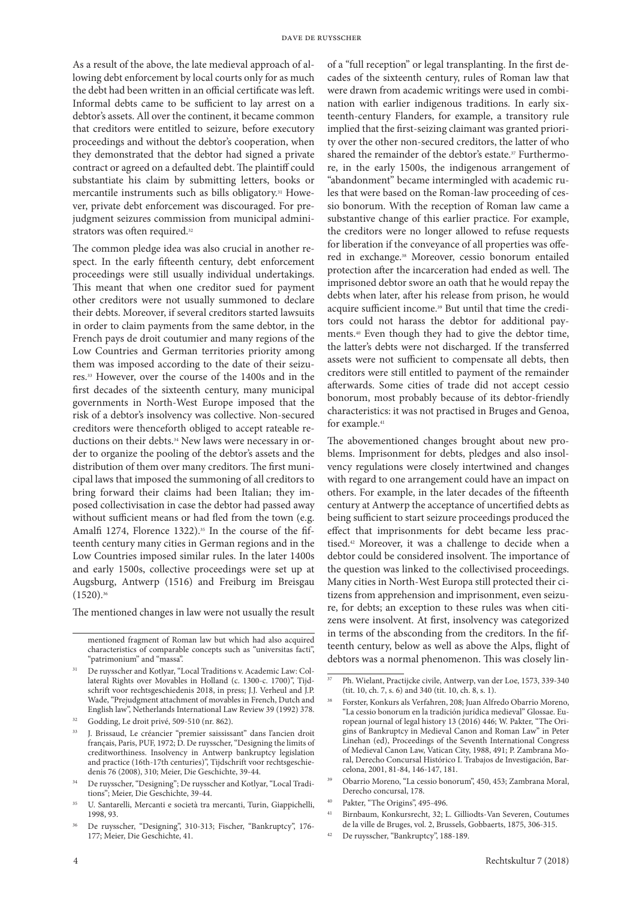As a result of the above, the late medieval approach of allowing debt enforcement by local courts only for as much the debt had been written in an official certificate was left. Informal debts came to be sufficient to lay arrest on a debtor's assets. All over the continent, it became common that creditors were entitled to seizure, before executory proceedings and without the debtor's cooperation, when they demonstrated that the debtor had signed a private contract or agreed on a defaulted debt. The plaintiff could substantiate his claim by submitting letters, books or mercantile instruments such as bills obligatory.[31] However, private debt enforcement was discouraged. For prejudgment seizures commission from municipal administrators was often required.[32]

The common pledge idea was also crucial in another respect. In the early fifteenth century, debt enforcement proceedings were still usually individual undertakings. This meant that when one creditor sued for payment other creditors were not usually summoned to declare their debts. Moreover, if several creditors started lawsuits in order to claim payments from the same debtor, in the French pays de droit coutumier and many regions of the Low Countries and German territories priority among them was imposed according to the date of their seizures.[33] However, over the course of the 1400s and in the first decades of the sixteenth century, many municipal governments in North-West Europe imposed that the risk of a debtor's insolvency was collective. Non-secured creditors were thenceforth obliged to accept rateable reductions on their debts.[34] New laws were necessary in order to organize the pooling of the debtor's assets and the distribution of them over many creditors. The first municipal laws that imposed the summoning of all creditors to bring forward their claims had been Italian; they imposed collectivisation in case the debtor had passed away without sufficient means or had fled from the town (e.g. Amalfi 1274, Florence 1322).[35] In the course of the fifteenth century many cities in German regions and in the Low Countries imposed similar rules. In the later 1400s and early 1500s, collective proceedings were set up at Augsburg, Antwerp (1516) and Freiburg im Breisgau (1520).[36]

The mentioned changes in law were not usually the result of a "full reception" or legal transplanting. In the first decades of the sixteenth century, rules of Roman law that were drawn from academic writings were used in combination with earlier indigenous traditions. In early sixteenth-century Flanders, for example, a transitory rule implied that the first-seizing claimant was granted priority over the other non-secured creditors, the latter of who shared the remainder of the debtor's estate.[37] Furthermore, in the early 1500s, the indigenous arrangement of "abandonment" became intermingled with academic rules that were based on the Roman-law proceeding of cessio bonorum. With the reception of Roman law came a substantive change of this earlier practice. For example, the creditors were no longer allowed to refuse requests for liberation if the conveyance of all properties was offered in exchange.[38] Moreover, cessio bonorum entailed protection after the incarceration had ended as well. The imprisoned debtor swore an oath that he would repay the debts when later, after his release from prison, he would acquire sufficient income.[39] But until that time the creditors could not harass the debtor for additional payments.[40] Even though they had to give the debtor time, the latter's debts were not discharged. If the transferred assets were not sufficient to compensate all debts, then creditors were still entitled to payment of the remainder afterwards. Some cities of trade did not accept cessio bonorum, most probably because of its debtor-friendly characteristics: it was not practised in Bruges and Genoa, for example.[41]

The abovementioned changes brought about new problems. Imprisonment for debts, pledges and also insolvency regulations were closely intertwined and changes with regard to one arrangement could have an impact on others. For example, in the later decades of the fifteenth century at Antwerp the acceptance of uncertified debts as being sufficient to start seizure proceedings produced the effect that imprisonments for debt became less practised.[42] Moreover, it was a challenge to decide when a debtor could be considered insolvent. The importance of the question was linked to the collectivised proceedings. Many cities in North-West Europa still protected their citizens from apprehension and imprisonment, even seizure, for debts; an exception to these rules was when citizens were insolvent. At first, insolvency was categorized in terms of the absconding from the creditors. In the fifteenth century, below as well as above the Alps, flight of debtors was a normal phenomenon. This was closely lin-

---

mentioned fragment of Roman law but which had also acquired characteristics of comparable concepts such as "universitas facti", "patrimonium" and "massa".

31 De ruysscher and Kotlyar, "Local Traditions v. Academic Law: Collateral Rights over Movables in Holland (c. 1300-c. 1700)", Tijdschrift voor rechtsgeschiedenis 2018, in press; J.J. Verheul and J.P. Wade, "Prejudgment attachment of movables in French, Dutch and English law", Netherlands International Law Review 39 (1992) 378.

32 Godding, Le droit privé, 509-510 (nr. 862).

33 J. Brissaud, Le créancier "premier saississant" dans l'ancien droit français, Paris, PUF, 1972; D. De ruysscher, "Designing the limits of creditworthiness. Insolvency in Antwerp bankruptcy legislation and practice (16th-17th centuries)", Tijdschrift voor rechtsgeschiedenis 76 (2008), 310; Meier, Die Geschichte, 39-44.

34 De ruysscher, "Designing"; De ruysscher and Kotlyar, "Local Traditions"; Meier, Die Geschichte, 39-44.

35 U. Santarelli, Mercanti e società tra mercanti, Turin, Giappichelli, 1998, 93.

36 De ruysscher, "Designing", 310-313; Fischer, "Bankruptcy", 176-177; Meier, Die Geschichte, 41.

37 Ph. Wielant, Practijcke civile, Antwerp, van der Loe, 1573, 339-340 (tit. 10, ch. 7, s. 6) and 340 (tit. 10, ch. 8, s. 1).

38 Forster, Konkurs als Verfahren, 208; Juan Alfredo Obarrio Moreno, "La cessio bonorum en la tradición jurídica medieval" Glossae. European journal of legal history 13 (2016) 446; W. Pakter, "The Origins of Bankruptcy in Medieval Canon and Roman Law" in Peter Linehan (ed), Proceedings of the Seventh International Congress of Medieval Canon Law, Vatican City, 1988, 491; P. Zambrana Moral, Derecho Concursal Histórico I. Trabajos de Investigación, Barcelona, 2001, 81-84, 146-147, 181.

39 Obarrio Moreno, "La cessio bonorum", 450, 453; Zambrana Moral, Derecho concursal, 178.

40 Pakter, "The Origins", 495-496.

41 Birnbaum, Konkursrecht, 32; L. Gilliodts-Van Severen, Coutumes de la ville de Bruges, vol. 2, Brussels, Gobbaerts, 1875, 306-315.

42 De ruysscher, "Bankruptcy", 188-189.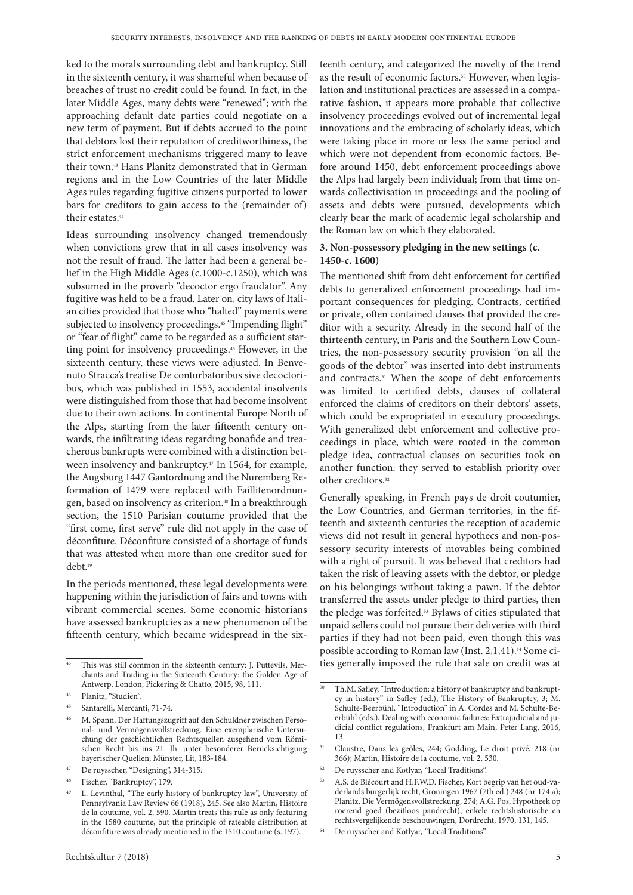ked to the morals surrounding debt and bankruptcy. Still in the sixteenth century, it was shameful when because of breaches of trust no credit could be found. In fact, in the later Middle Ages, many debts were "renewed"; with the approaching default date parties could negotiate on a new term of payment. But if debts accrued to the point that debtors lost their reputation of creditworthiness, the strict enforcement mechanisms triggered many to leave their town.[43] Hans Planitz demonstrated that in German regions and in the Low Countries of the later Middle Ages rules regarding fugitive citizens purported to lower bars for creditors to gain access to the (remainder of) their estates.[44]

Ideas surrounding insolvency changed tremendously when convictions grew that in all cases insolvency was not the result of fraud. The latter had been a general belief in the High Middle Ages (c.1000-c.1250), which was subsumed in the proverb "decoctor ergo fraudator". Any fugitive was held to be a fraud. Later on, city laws of Italian cities provided that those who "halted" payments were subjected to insolvency proceedings.[45] "Impending flight" or "fear of flight" came to be regarded as a sufficient starting point for insolvency proceedings.[46] However, in the sixteenth century, these views were adjusted. In Benvenuto Stracca's treatise De conturbatoribus sive decoctoribus, which was published in 1553, accidental insolvents were distinguished from those that had become insolvent due to their own actions. In continental Europe North of the Alps, starting from the later fifteenth century onwards, the infiltrating ideas regarding bonafide and treacherous bankrupts were combined with a distinction between insolvency and bankruptcy.[47] In 1564, for example, the Augsburg 1447 Gantordnung and the Nuremberg Reformation of 1479 were replaced with Faillitenordnungen, based on insolvency as criterion.[48] In a breakthrough section, the 1510 Parisian coutume provided that the "first come, first serve" rule did not apply in the case of déconfiture. Déconfiture consisted of a shortage of funds that was attested when more than one creditor sued for debt.[49]

In the periods mentioned, these legal developments were happening within the jurisdiction of fairs and towns with vibrant commercial scenes. Some economic historians have assessed bankruptcies as a new phenomenon of the fifteenth century, which became widespread in the sixteenth century, and categorized the novelty of the trend as the result of economic factors.[50] However, when legislation and institutional practices are assessed in a comparative fashion, it appears more probable that collective insolvency proceedings evolved out of incremental legal innovations and the embracing of scholarly ideas, which were taking place in more or less the same period and which were not dependent from economic factors. Before around 1450, debt enforcement proceedings above the Alps had largely been individual; from that time onwards collectivisation in proceedings and the pooling of assets and debts were pursued, developments which clearly bear the mark of academic legal scholarship and the Roman law on which they elaborated.

### 3. Non-possessory pledging in the new settings (c. 1450-c. 1600)

The mentioned shift from debt enforcement for certified debts to generalized enforcement proceedings had important consequences for pledging. Contracts, certified or private, often contained clauses that provided the creditor with a security. Already in the second half of the thirteenth century, in Paris and the Southern Low Countries, the non-possessory security provision "on all the goods of the debtor" was inserted into debt instruments and contracts.[51] When the scope of debt enforcements was limited to certified debts, clauses of collateral enforced the claims of creditors on their debtors' assets, which could be expropriated in executory proceedings. With generalized debt enforcement and collective proceedings in place, which were rooted in the common pledge idea, contractual clauses on securities took on another function: they served to establish priority over other creditors.[52]

Generally speaking, in French pays de droit coutumier, the Low Countries, and German territories, in the fifteenth and sixteenth centuries the reception of academic views did not result in general hypothecs and non-possessory security interests of movables being combined with a right of pursuit. It was believed that creditors had taken the risk of leaving assets with the debtor, or pledge on his belongings without taking a pawn. If the debtor transferred the assets under pledge to third parties, then the pledge was forfeited.[53] Bylaws of cities stipulated that unpaid sellers could not pursue their deliveries with third parties if they had not been paid, even though this was possible according to Roman law (Inst. 2,1,41).[54] Some cities generally imposed the rule that sale on credit was at

---

[43] This was still common in the sixteenth century: J. Puttevils, Merchants and Trading in the Sixteenth Century: the Golden Age of Antwerp, London, Pickering & Chatto, 2015, 98, 111.

[44] Planitz, "Studien".

[45] Santarelli, Mercanti, 71-74.

[46] M. Spann, Der Haftungszugriff auf den Schuldner zwischen Personal- und Vermögensvollstreckung. Eine exemplarische Untersuchung der geschichtlichen Rechtsquellen ausgehend vom Römischen Recht bis ins 21. Jh. unter besonderer Berücksichtigung bayerischer Quellen, Münster, Lit, 183-184.

[47] De ruysscher, "Designing", 314-315.

[48] Fischer, "Bankruptcy", 179.

[49] L. Levinthal, "The early history of bankruptcy law", University of Pennsylvania Law Review 66 (1918), 245. See also Martin, Histoire de la coutume, vol. 2, 590. Martin treats this rule as only featuring in the 1580 coutume, but the principle of rateable distribution at déconfiture was already mentioned in the 1510 coutume (s. 197).

[50] Th.M. Safley, "Introduction: a history of bankruptcy and bankruptcy in history" in Safley (ed.), The History of Bankruptcy, 3; M. Schulte-Beerbühl, "Introduction" in A. Cordes and M. Schulte-Beerbühl (eds.), Dealing with economic failures: Extrajudicial and judicial conflict regulations, Frankfurt am Main, Peter Lang, 2016, 13.

[51] Claustre, Dans les geôles, 244; Godding, Le droit privé, 218 (nr 366); Martin, Histoire de la coutume, vol. 2, 530.

[52] De ruysscher and Kotlyar, "Local Traditions".

[53] A.S. de Blécourt and H.F.W.D. Fischer, Kort begrip van het oud-vaderlands burgerlijk recht, Groningen 1967 (7th ed.) 248 (nr 174 a); Planitz, Die Vermögensvollstreckung, 274; A.G. Pos, Hypotheek op roerend goed (bezitloos pandrecht), enkele rechtshistorische en rechtsvergelijkende beschouwingen, Dordrecht, 1970, 131, 145.

[54] De ruysscher and Kotlyar, "Local Traditions".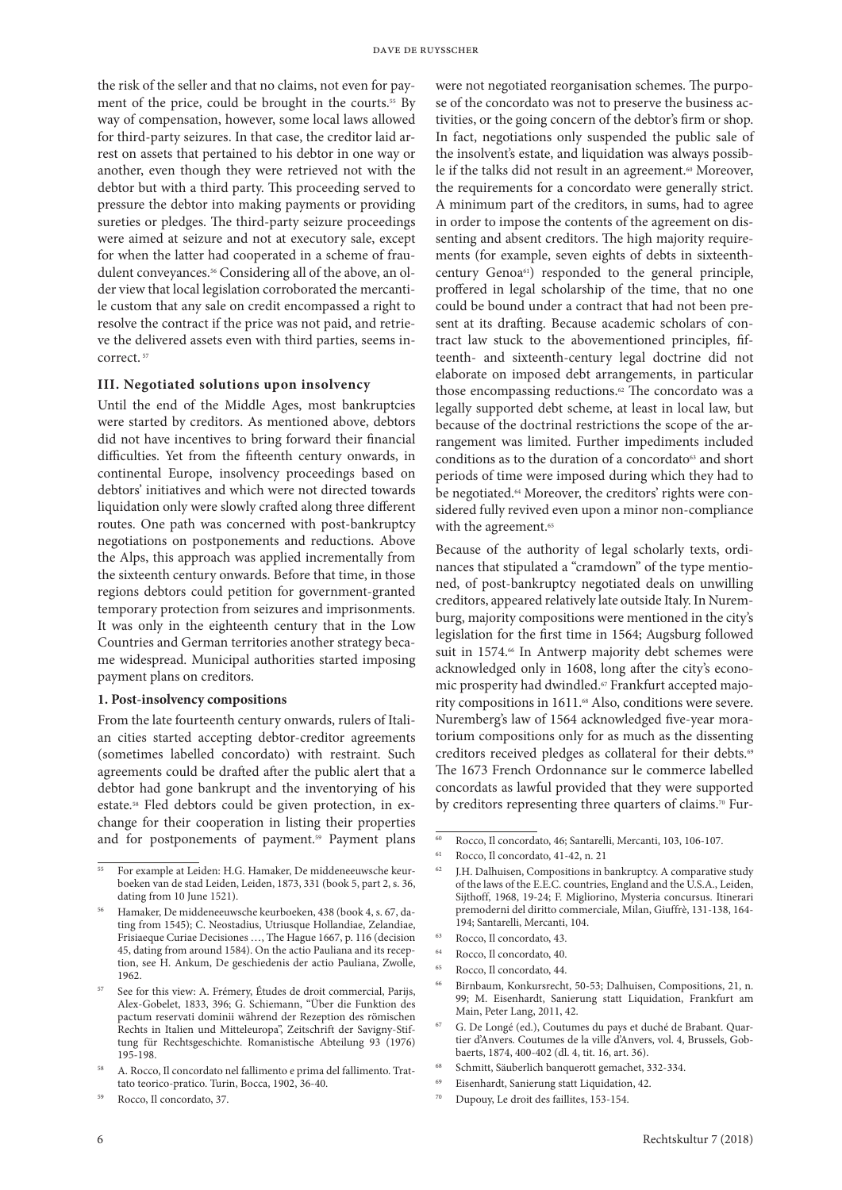the risk of the seller and that no claims, not even for payment of the price, could be brought in the courts.[55] By way of compensation, however, some local laws allowed for third-party seizures. In that case, the creditor laid arrest on assets that pertained to his debtor in one way or another, even though they were retrieved not with the debtor but with a third party. This proceeding served to pressure the debtor into making payments or providing sureties or pledges. The third-party seizure proceedings were aimed at seizure and not at executory sale, except for when the latter had cooperated in a scheme of fraudulent conveyances.[56] Considering all of the above, an older view that local legislation corroborated the mercantile custom that any sale on credit encompassed a right to resolve the contract if the price was not paid, and retrieve the delivered assets even with third parties, seems incorrect.[57]

## III. Negotiated solutions upon insolvency

Until the end of the Middle Ages, most bankruptcies were started by creditors. As mentioned above, debtors did not have incentives to bring forward their financial difficulties. Yet from the fifteenth century onwards, in continental Europe, insolvency proceedings based on debtors' initiatives and which were not directed towards liquidation only were slowly crafted along three different routes. One path was concerned with post-bankruptcy negotiations on postponements and reductions. Above the Alps, this approach was applied incrementally from the sixteenth century onwards. Before that time, in those regions debtors could petition for government-granted temporary protection from seizures and imprisonments. It was only in the eighteenth century that in the Low Countries and German territories another strategy became widespread. Municipal authorities started imposing payment plans on creditors.

### 1. Post-insolvency compositions

From the late fourteenth century onwards, rulers of Italian cities started accepting debtor-creditor agreements (sometimes labelled concordato) with restraint. Such agreements could be drafted after the public alert that a debtor had gone bankrupt and the inventorying of his estate.[58] Fled debtors could be given protection, in exchange for their cooperation in listing their properties and for postponements of payment.[59] Payment plans were not negotiated reorganisation schemes. The purpose of the concordato was not to preserve the business activities, or the going concern of the debtor's firm or shop. In fact, negotiations only suspended the public sale of the insolvent's estate, and liquidation was always possible if the talks did not result in an agreement.[60] Moreover, the requirements for a concordato were generally strict. A minimum part of the creditors, in sums, had to agree in order to impose the contents of the agreement on dissenting and absent creditors. The high majority requirements (for example, seven eights of debts in sixteenth-century Genoa[61]) responded to the general principle, proffered in legal scholarship of the time, that no one could be bound under a contract that had not been present at its drafting. Because academic scholars of contract law stuck to the abovementioned principles, fifteenth- and sixteenth-century legal doctrine did not elaborate on imposed debt arrangements, in particular those encompassing reductions.[62] The concordato was a legally supported debt scheme, at least in local law, but because of the doctrinal restrictions the scope of the arrangement was limited. Further impediments included conditions as to the duration of a concordato[63] and short periods of time were imposed during which they had to be negotiated.[64] Moreover, the creditors' rights were considered fully revived even upon a minor non-compliance with the agreement.[65]

Because of the authority of legal scholarly texts, ordinances that stipulated a "cramdown" of the type mentioned, of post-bankruptcy negotiated deals on unwilling creditors, appeared relatively late outside Italy. In Nuremburg, majority compositions were mentioned in the city's legislation for the first time in 1564; Augsburg followed suit in 1574.[66] In Antwerp majority debt schemes were acknowledged only in 1608, long after the city's economic prosperity had dwindled.[67] Frankfurt accepted majority compositions in 1611.[68] Also, conditions were severe. Nuremberg's law of 1564 acknowledged five-year moratorium compositions only for as much as the dissenting creditors received pledges as collateral for their debts.[69] The 1673 French Ordonnance sur le commerce labelled concordats as lawful provided that they were supported by creditors representing three quarters of claims.[70] Fur-

---

[55] For example at Leiden: H.G. Hamaker, De middeneeuwsche keurboeken van de stad Leiden, Leiden, 1873, 331 (book 5, part 2, s. 36, dating from 10 June 1521).

[56] Hamaker, De middeneeuwsche keurboeken, 438 (book 4, s. 67, dating from 1545); C. Neostadius, Utriusque Hollandiae, Zelandiae, Frisiaeque Curiae Decisiones …, The Hague 1667, p. 116 (decision 45, dating from around 1584). On the actio Pauliana and its reception, see H. Ankum, De geschiedenis der actio Pauliana, Zwolle, 1962.

[57] See for this view: A. Frémery, Études de droit commercial, Parijs, Alex-Gobelet, 1833, 396; G. Schiemann, "Über die Funktion des pactum reservati dominii während der Rezeption des römischen Rechts in Italien und Mitteleuropa", Zeitschrift der Savigny-Stiftung für Rechtsgeschichte. Romanistische Abteilung 93 (1976) 195-198.

[58] A. Rocco, Il concordato nel fallimento e prima del fallimento. Trattato teorico-pratico. Turin, Bocca, 1902, 36-40.

[59] Rocco, Il concordato, 37.

[60] Rocco, Il concordato, 46; Santarelli, Mercanti, 103, 106-107.

[61] Rocco, Il concordato, 41-42, n. 21

[62] J.H. Dalhuisen, Compositions in bankruptcy. A comparative study of the laws of the E.E.C. countries, England and the U.S.A., Leiden, Sijthoff, 1968, 19-24; F. Migliorino, Mysteria concursus. Itinerari premoderni del diritto commerciale, Milan, Giuffrè, 131-138, 164-194; Santarelli, Mercanti, 104.

[63] Rocco, Il concordato, 43.

[64] Rocco, Il concordato, 40.

[65] Rocco, Il concordato, 44.

[66] Birnbaum, Konkursrecht, 50-53; Dalhuisen, Compositions, 21, n. 99; M. Eisenhardt, Sanierung statt Liquidation, Frankfurt am Main, Peter Lang, 2011, 42.

[67] G. De Longé (ed.), Coutumes du pays et duché de Brabant. Quartier d'Anvers. Coutumes de la ville d'Anvers, vol. 4, Brussels, Gobbaerts, 1874, 400-402 (dl. 4, tit. 16, art. 36).

[68] Schmitt, Säuberlich banquerott gemachet, 332-334.

[69] Eisenhardt, Sanierung statt Liquidation, 42.

[70] Dupouy, Le droit des faillites, 153-154.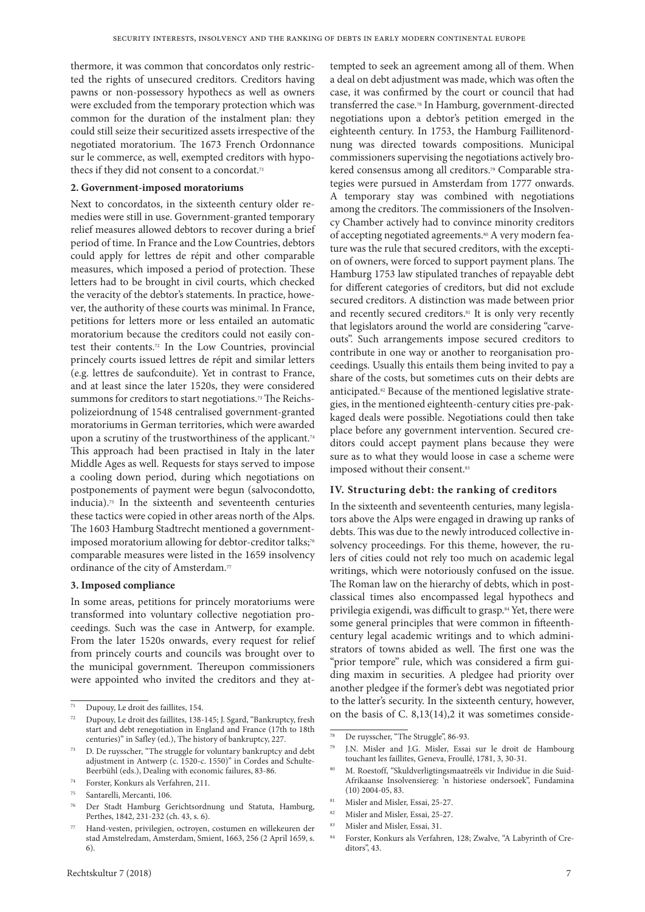thermore, it was common that concordatos only restricted the rights of unsecured creditors. Creditors having pawns or non-possessory hypothecs as well as owners were excluded from the temporary protection which was common for the duration of the instalment plan: they could still seize their securitized assets irrespective of the negotiated moratorium. The 1673 French Ordonnance sur le commerce, as well, exempted creditors with hypothecs if they did not consent to a concordat.[71]

### 2. Government-imposed moratoriums

Next to concordatos, in the sixteenth century older remedies were still in use. Government-granted temporary relief measures allowed debtors to recover during a brief period of time. In France and the Low Countries, debtors could apply for lettres de répit and other comparable measures, which imposed a period of protection. These letters had to be brought in civil courts, which checked the veracity of the debtor's statements. In practice, however, the authority of these courts was minimal. In France, petitions for letters more or less entailed an automatic moratorium because the creditors could not easily contest their contents.[72] In the Low Countries, provincial princely courts issued lettres de répit and similar letters (e.g. lettres de saufconduite). Yet in contrast to France, and at least since the later 1520s, they were considered summons for creditors to start negotiations.[73] The Reichspolizeiordnung of 1548 centralised government-granted moratoriums in German territories, which were awarded upon a scrutiny of the trustworthiness of the applicant.[74] This approach had been practised in Italy in the later Middle Ages as well. Requests for stays served to impose a cooling down period, during which negotiations on postponements of payment were begun (salvocondotto, inducia).[75] In the sixteenth and seventeenth centuries these tactics were copied in other areas north of the Alps. The 1603 Hamburg Stadtrecht mentioned a government-imposed moratorium allowing for debtor-creditor talks;[76] comparable measures were listed in the 1659 insolvency ordinance of the city of Amsterdam.[77]

### 3. Imposed compliance

In some areas, petitions for princely moratoriums were transformed into voluntary collective negotiation proceedings. Such was the case in Antwerp, for example. From the later 1520s onwards, every request for relief from princely courts and councils was brought over to the municipal government. Thereupon commissioners were appointed who invited the creditors and they attempted to seek an agreement among all of them. When a deal on debt adjustment was made, which was often the case, it was confirmed by the court or council that had transferred the case.[78] In Hamburg, government-directed negotiations upon a debtor's petition emerged in the eighteenth century. In 1753, the Hamburg Faillitenordnung was directed towards compositions. Municipal commissioners supervising the negotiations actively brokered consensus among all creditors.[79] Comparable strategies were pursued in Amsterdam from 1777 onwards. A temporary stay was combined with negotiations among the creditors. The commissioners of the Insolvency Chamber actively had to convince minority creditors of accepting negotiated agreements.[80] A very modern feature was the rule that secured creditors, with the exception of owners, were forced to support payment plans. The Hamburg 1753 law stipulated tranches of repayable debt for different categories of creditors, but did not exclude secured creditors. A distinction was made between prior and recently secured creditors.[81] It is only very recently that legislators around the world are considering "carve-outs". Such arrangements impose secured creditors to contribute in one way or another to reorganisation proceedings. Usually this entails them being invited to pay a share of the costs, but sometimes cuts on their debts are anticipated.[82] Because of the mentioned legislative strategies, in the mentioned eighteenth-century cities pre-pakkaged deals were possible. Negotiations could then take place before any government intervention. Secured creditors could accept payment plans because they were sure as to what they would loose in case a scheme were imposed without their consent.[83]

## IV. Structuring debt: the ranking of creditors

In the sixteenth and seventeenth centuries, many legislators above the Alps were engaged in drawing up ranks of debts. This was due to the newly introduced collective insolvency proceedings. For this theme, however, the rulers of cities could not rely too much on academic legal writings, which were notoriously confused on the issue. The Roman law on the hierarchy of debts, which in post-classical times also encompassed legal hypothecs and privilegia exigendi, was difficult to grasp.[84] Yet, there were some general principles that were common in fifteenth-century legal academic writings and to which administrators of towns abided as well. The first one was the "prior tempore" rule, which was considered a firm guiding maxim in securities. A pledgee had priority over another pledgee if the former's debt was negotiated prior to the latter's security. In the sixteenth century, however, on the basis of C. 8,13(14),2 it was sometimes conside-

---

71 Dupouy, Le droit des faillites, 154.

72 Dupouy, Le droit des faillites, 138-145; J. Sgard, "Bankruptcy, fresh start and debt renegotiation in England and France (17th to 18th centuries)" in Safley (ed.), The history of bankruptcy, 227.

73 D. De ruysscher, "The struggle for voluntary bankruptcy and debt adjustment in Antwerp (c. 1520-c. 1550)" in Cordes and Schulte-Beerbühl (eds.), Dealing with economic failures, 83-86.

74 Forster, Konkurs als Verfahren, 211.

75 Santarelli, Mercanti, 106.

76 Der Stadt Hamburg Gerichtsordnung und Statuta, Hamburg, Perthes, 1842, 231-232 (ch. 43, s. 6).

77 Hand-vesten, privilegien, octroyen, costumen en willekeuren der stad Amstelredam, Amsterdam, Smient, 1663, 256 (2 April 1659, s. 6).

78 De ruysscher, "The Struggle", 86-93.

79 J.N. Misler and J.G. Misler, Essai sur le droit de Hambourg touchant les faillites, Geneva, Froullé, 1781, 3, 30-31.

80 M. Roestoff, "Skuldverligtingsmaatreëls vir Individue in die Suid-Afrikaanse Insolvensiereg: 'n historiese ondersoek", Fundamina (10) 2004-05, 83.

81 Misler and Misler, Essai, 25-27.

82 Misler and Misler, Essai, 25-27.

83 Misler and Misler, Essai, 31.

84 Forster, Konkurs als Verfahren, 128; Zwalve, "A Labyrinth of Creditors", 43.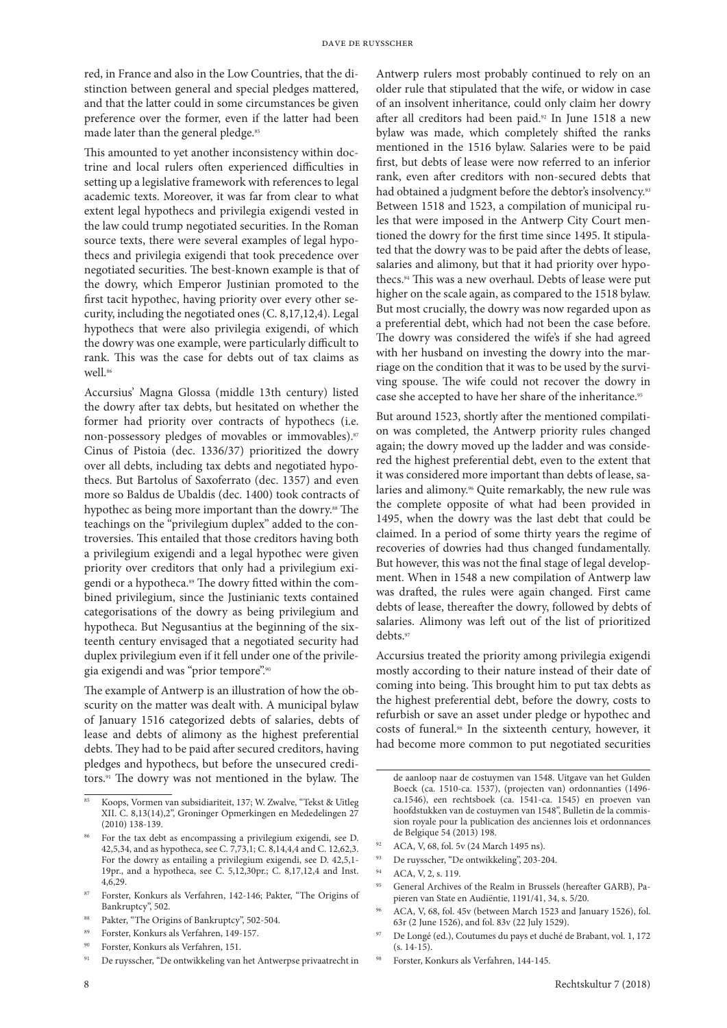red, in France and also in the Low Countries, that the distinction between general and special pledges mattered, and that the latter could in some circumstances be given preference over the former, even if the latter had been made later than the general pledge.[85]

This amounted to yet another inconsistency within doctrine and local rulers often experienced difficulties in setting up a legislative framework with references to legal academic texts. Moreover, it was far from clear to what extent legal hypothecs and privilegia exigendi vested in the law could trump negotiated securities. In the Roman source texts, there were several examples of legal hypothecs and privilegia exigendi that took precedence over negotiated securities. The best-known example is that of the dowry, which Emperor Justinian promoted to the first tacit hypothec, having priority over every other security, including the negotiated ones (C. 8,17,12,4). Legal hypothecs that were also privilegia exigendi, of which the dowry was one example, were particularly difficult to rank. This was the case for debts out of tax claims as well.[86]

Accursius' Magna Glossa (middle 13th century) listed the dowry after tax debts, but hesitated on whether the former had priority over contracts of hypothecs (i.e. non-possessory pledges of movables or immovables).[87] Cinus of Pistoia (dec. 1336/37) prioritized the dowry over all debts, including tax debts and negotiated hypothecs. But Bartolus of Saxoferrato (dec. 1357) and even more so Baldus de Ubaldis (dec. 1400) took contracts of hypothec as being more important than the dowry.[88] The teachings on the "privilegium duplex" added to the controversies. This entailed that those creditors having both a privilegium exigendi and a legal hypothec were given priority over creditors that only had a privilegium exigendi or a hypotheca.[89] The dowry fitted within the combined privilegium, since the Justinianic texts contained categorisations of the dowry as being privilegium and hypotheca. But Negusantius at the beginning of the sixteenth century envisaged that a negotiated security had duplex privilegium even if it fell under one of the privilegia exigendi and was "prior tempore".[90]

The example of Antwerp is an illustration of how the obscurity on the matter was dealt with. A municipal bylaw of January 1516 categorized debts of salaries, debts of lease and debts of alimony as the highest preferential debts. They had to be paid after secured creditors, having pledges and hypothecs, but before the unsecured creditors.[91] The dowry was not mentioned in the bylaw. The Antwerp rulers most probably continued to rely on an older rule that stipulated that the wife, or widow in case of an insolvent inheritance, could only claim her dowry after all creditors had been paid.[92] In June 1518 a new bylaw was made, which completely shifted the ranks mentioned in the 1516 bylaw. Salaries were to be paid first, but debts of lease were now referred to an inferior rank, even after creditors with non-secured debts that had obtained a judgment before the debtor's insolvency.[93] Between 1518 and 1523, a compilation of municipal rules that were imposed in the Antwerp City Court mentioned the dowry for the first time since 1495. It stipulated that the dowry was to be paid after the debts of lease, salaries and alimony, but that it had priority over hypothecs.[94] This was a new overhaul. Debts of lease were put higher on the scale again, as compared to the 1518 bylaw. But most crucially, the dowry was now regarded upon as a preferential debt, which had not been the case before. The dowry was considered the wife's if she had agreed with her husband on investing the dowry into the marriage on the condition that it was to be used by the surviving spouse. The wife could not recover the dowry in case she accepted to have her share of the inheritance.[95]

But around 1523, shortly after the mentioned compilation was completed, the Antwerp priority rules changed again; the dowry moved up the ladder and was considered the highest preferential debt, even to the extent that it was considered more important than debts of lease, salaries and alimony.[96] Quite remarkably, the new rule was the complete opposite of what had been provided in 1495, when the dowry was the last debt that could be claimed. In a period of some thirty years the regime of recoveries of dowries had thus changed fundamentally. But however, this was not the final stage of legal development. When in 1548 a new compilation of Antwerp law was drafted, the rules were again changed. First came debts of lease, thereafter the dowry, followed by debts of salaries. Alimony was left out of the list of prioritized debts.[97]

Accursius treated the priority among privilegia exigendi mostly according to their nature instead of their date of coming into being. This brought him to put tax debts as the highest preferential debt, before the dowry, costs to refurbish or save an asset under pledge or hypothec and costs of funeral.[98] In the sixteenth century, however, it had become more common to put negotiated securities

---

[85] Koops, Vormen van subsidiariteit, 137; W. Zwalve, "Tekst & Uitleg XII. C. 8,13(14),2", Groninger Opmerkingen en Mededelingen 27 (2010) 138-139.

[86] For the tax debt as encompassing a privilegium exigendi, see D. 42,5,34, and as hypotheca, see C. 7,73,1; C. 8,14,4,4 and C. 12,62,3. For the dowry as entailing a privilegium exigendi, see D. 42,5,1-19pr., and a hypotheca, see C. 5,12,30pr.; C. 8,17,12,4 and Inst. 4,6,29.

[87] Forster, Konkurs als Verfahren, 142-146; Pakter, "The Origins of Bankruptcy", 502.

[88] Pakter, "The Origins of Bankruptcy", 502-504.

[89] Forster, Konkurs als Verfahren, 149-157.

[90] Forster, Konkurs als Verfahren, 151.

[91] De ruysscher, "De ontwikkeling van het Antwerpse privaatrecht in de aanloop naar de costuymen van 1548. Uitgave van het Gulden Boeck (ca. 1510-ca. 1537), (projecten van) ordonnanties (1496-ca.1546), een rechtsboek (ca. 1541-ca. 1545) en proeven van hoofdstukken van de costuymen van 1548", Bulletin de la commission royale pour la publication des anciennes lois et ordonnances de Belgique 54 (2013) 198.

[92] ACA, V, 68, fol. 5v (24 March 1495 ns).

[93] De ruysscher, "De ontwikkeling", 203-204.

[94] ACA, V, 2, s. 119.

[95] General Archives of the Realm in Brussels (hereafter GARB), Papieren van State en Audiëntie, 1191/41, 34, s. 5/20.

[96] ACA, V, 68, fol. 45v (between March 1523 and January 1526), fol. 63r (2 June 1526), and fol. 83v (22 July 1529).

[97] De Longé (ed.), Coutumes du pays et duché de Brabant, vol. 1, 172 (s. 14-15).

[98] Forster, Konkurs als Verfahren, 144-145.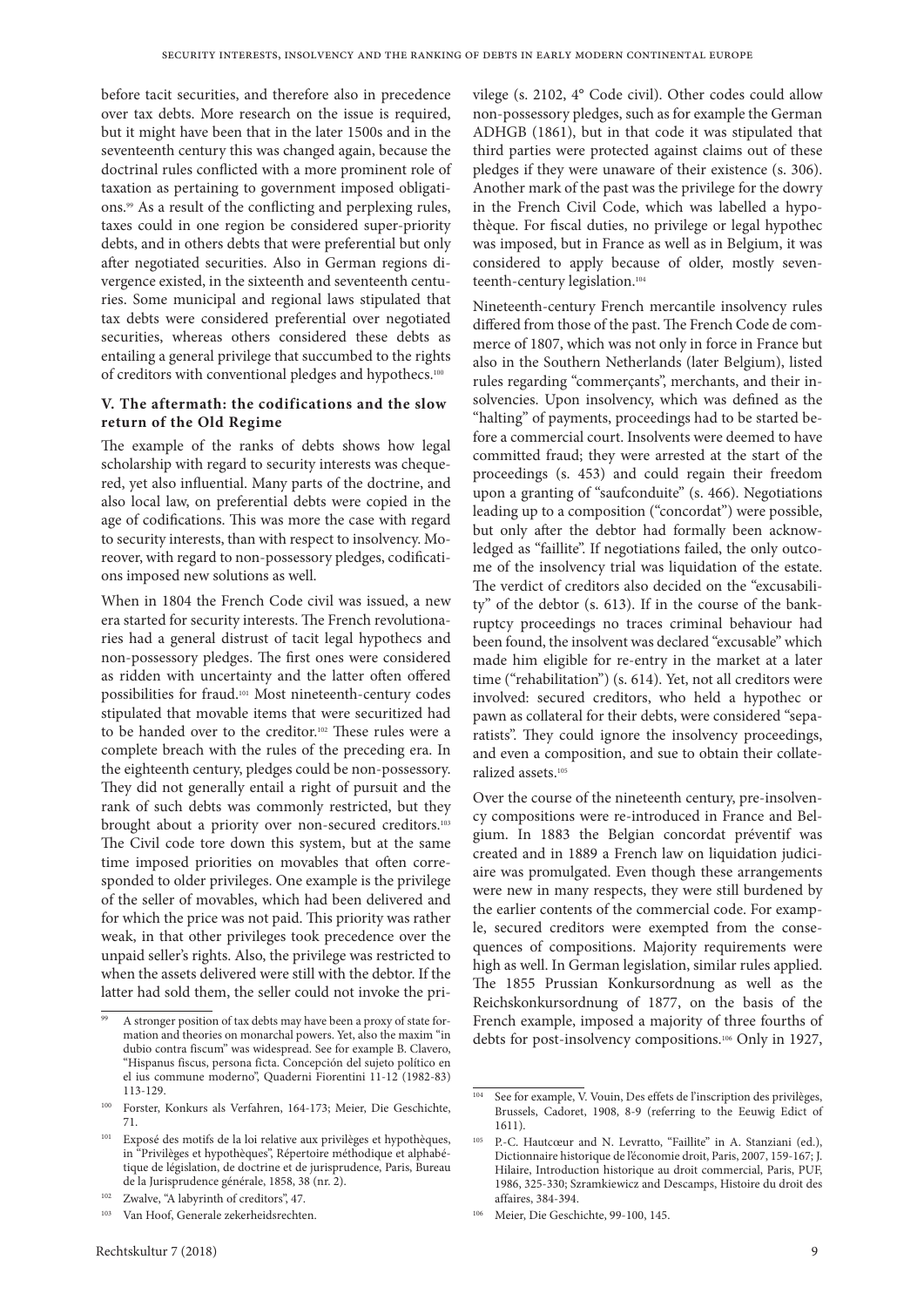before tacit securities, and therefore also in precedence over tax debts. More research on the issue is required, but it might have been that in the later 1500s and in the seventeenth century this was changed again, because the doctrinal rules conflicted with a more prominent role of taxation as pertaining to government imposed obligations.[99] As a result of the conflicting and perplexing rules, taxes could in one region be considered super-priority debts, and in others debts that were preferential but only after negotiated securities. Also in German regions divergence existed, in the sixteenth and seventeenth centuries. Some municipal and regional laws stipulated that tax debts were considered preferential over negotiated securities, whereas others considered these debts as entailing a general privilege that succumbed to the rights of creditors with conventional pledges and hypothecs.[100]

## V. The aftermath: the codifications and the slow return of the Old Regime

The example of the ranks of debts shows how legal scholarship with regard to security interests was chequered, yet also influential. Many parts of the doctrine, and also local law, on preferential debts were copied in the age of codifications. This was more the case with regard to security interests, than with respect to insolvency. Moreover, with regard to non-possessory pledges, codifications imposed new solutions as well.

When in 1804 the French Code civil was issued, a new era started for security interests. The French revolutionaries had a general distrust of tacit legal hypothecs and non-possessory pledges. The first ones were considered as ridden with uncertainty and the latter often offered possibilities for fraud.[101] Most nineteenth-century codes stipulated that movable items that were securitized had to be handed over to the creditor.[102] These rules were a complete breach with the rules of the preceding era. In the eighteenth century, pledges could be non-possessory. They did not generally entail a right of pursuit and the rank of such debts was commonly restricted, but they brought about a priority over non-secured creditors.[103] The Civil code tore down this system, but at the same time imposed priorities on movables that often corresponded to older privileges. One example is the privilege of the seller of movables, which had been delivered and for which the price was not paid. This priority was rather weak, in that other privileges took precedence over the unpaid seller's rights. Also, the privilege was restricted to when the assets delivered were still with the debtor. If the latter had sold them, the seller could not invoke the privilege (s. 2102, 4° Code civil). Other codes could allow non-possessory pledges, such as for example the German ADHGB (1861), but in that code it was stipulated that third parties were protected against claims out of these pledges if they were unaware of their existence (s. 306). Another mark of the past was the privilege for the dowry in the French Civil Code, which was labelled a hypothèque. For fiscal duties, no privilege or legal hypothec was imposed, but in France as well as in Belgium, it was considered to apply because of older, mostly seventeenth-century legislation.[104]

Nineteenth-century French mercantile insolvency rules differed from those of the past. The French Code de commerce of 1807, which was not only in force in France but also in the Southern Netherlands (later Belgium), listed rules regarding "commerçants", merchants, and their insolvencies. Upon insolvency, which was defined as the "halting" of payments, proceedings had to be started before a commercial court. Insolvents were deemed to have committed fraud; they were arrested at the start of the proceedings (s. 453) and could regain their freedom upon a granting of "saufconduite" (s. 466). Negotiations leading up to a composition ("concordat") were possible, but only after the debtor had formally been acknowledged as "faillite". If negotiations failed, the only outcome of the insolvency trial was liquidation of the estate. The verdict of creditors also decided on the "excusability" of the debtor (s. 613). If in the course of the bankruptcy proceedings no traces criminal behaviour had been found, the insolvent was declared "excusable" which made him eligible for re-entry in the market at a later time ("rehabilitation") (s. 614). Yet, not all creditors were involved: secured creditors, who held a hypothec or pawn as collateral for their debts, were considered "separatists". They could ignore the insolvency proceedings, and even a composition, and sue to obtain their collateralized assets.[105]

Over the course of the nineteenth century, pre-insolvency compositions were re-introduced in France and Belgium. In 1883 the Belgian concordat préventif was created and in 1889 a French law on liquidation judiciaire was promulgated. Even though these arrangements were new in many respects, they were still burdened by the earlier contents of the commercial code. For example, secured creditors were exempted from the consequences of compositions. Majority requirements were high as well. In German legislation, similar rules applied. The 1855 Prussian Konkursordnung as well as the Reichskonkursordnung of 1877, on the basis of the French example, imposed a majority of three fourths of debts for post-insolvency compositions.[106] Only in 1927,

---

[99] A stronger position of tax debts may have been a proxy of state formation and theories on monarchal powers. Yet, also the maxim "in dubio contra fiscum" was widespread. See for example B. Clavero, "Hispanus fiscus, persona ficta. Concepción del sujeto político en el ius commune moderno", Quaderni Fiorentini 11-12 (1982-83) 113-129.

[100] Forster, Konkurs als Verfahren, 164-173; Meier, Die Geschichte, 71.

[101] Exposé des motifs de la loi relative aux privilèges et hypothèques, in "Privilèges et hypothèques", Répertoire méthodique et alphabétique de législation, de doctrine et de jurisprudence, Paris, Bureau de la Jurisprudence générale, 1858, 38 (nr. 2).

[102] Zwalve, "A labyrinth of creditors", 47.

[103] Van Hoof, Generale zekerheidsrechten.

[104] See for example, V. Vouin, Des effets de l'inscription des privilèges, Brussels, Cadoret, 1908, 8-9 (referring to the Eeuwig Edict of 1611).

[105] P.-C. Hautcœur and N. Levratto, "Faillite" in A. Stanziani (ed.), Dictionnaire historique de l'économie droit, Paris, 2007, 159-167; J. Hilaire, Introduction historique au droit commercial, Paris, PUF, 1986, 325-330; Szramkiewicz and Descamps, Histoire du droit des affaires, 384-394.

[106] Meier, Die Geschichte, 99-100, 145.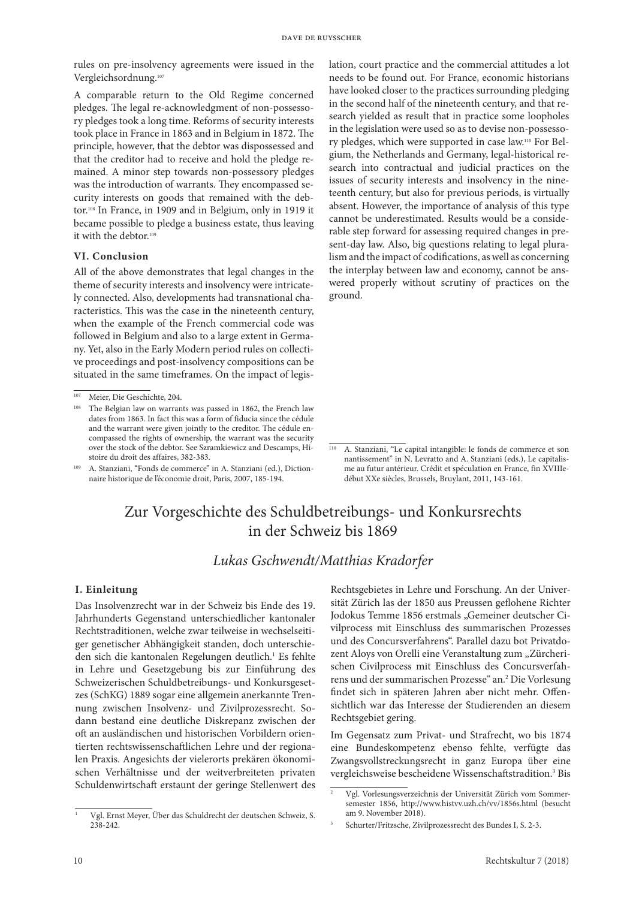rules on pre-insolvency agreements were issued in the Vergleichsordnung.[107]

A comparable return to the Old Regime concerned pledges. The legal re-acknowledgment of non-possessory pledges took a long time. Reforms of security interests took place in France in 1863 and in Belgium in 1872. The principle, however, that the debtor was dispossessed and that the creditor had to receive and hold the pledge remained. A minor step towards non-possessory pledges was the introduction of warrants. They encompassed security interests on goods that remained with the debtor.[108] In France, in 1909 and in Belgium, only in 1919 it became possible to pledge a business estate, thus leaving it with the debtor.[109]

### VI. Conclusion

All of the above demonstrates that legal changes in the theme of security interests and insolvency were intricately connected. Also, developments had transnational characteristics. This was the case in the nineteenth century, when the example of the French commercial code was followed in Belgium and also to a large extent in Germany. Yet, also in the Early Modern period rules on collective proceedings and post-insolvency compositions can be situated in the same timeframes. On the impact of legislation, court practice and the commercial attitudes a lot needs to be found out. For France, economic historians have looked closer to the practices surrounding pledging in the second half of the nineteenth century, and that research yielded as result that in practice some loopholes in the legislation were used so as to devise non-possessory pledges, which were supported in case law.[110] For Belgium, the Netherlands and Germany, legal-historical research into contractual and judicial practices on the issues of security interests and insolvency in the nineteenth century, but also for previous periods, is virtually absent. However, the importance of analysis of this type cannot be underestimated. Results would be a considerable step forward for assessing required changes in present-day law. Also, big questions relating to legal pluralism and the impact of codifications, as well as concerning the interplay between law and economy, cannot be answered properly without scrutiny of practices on the ground.

[107] Meier, Die Geschichte, 204.

[108] The Belgian law on warrants was passed in 1862, the French law dates from 1863. In fact this was a form of fiducia since the cédule and the warrant were given jointly to the creditor. The cédule encompassed the rights of ownership, the warrant was the security over the stock of the debtor. See Szramkiewicz and Descamps, Histoire du droit des affaires, 382-383.

[109] A. Stanziani, "Fonds de commerce" in A. Stanziani (ed.), Dictionnaire historique de l'économie droit, Paris, 2007, 185-194.

[110] A. Stanziani, "Le capital intangible: le fonds de commerce et son nantissement" in N. Levratto and A. Stanziani (eds.), Le capitalisme au futur antérieur. Crédit et spéculation en France, fin XVIIIe-début XXe siècles, Brussels, Bruylant, 2011, 143-161.

# Zur Vorgeschichte des Schuldbetreibungs- und Konkursrechts in der Schweiz bis 1869

*Lukas Gschwendt/Matthias Kradorfer*

### I. Einleitung

Das Insolvenzrecht war in der Schweiz bis Ende des 19. Jahrhunderts Gegenstand unterschiedlicher kantonaler Rechtstraditionen, welche zwar teilweise in wechselseitiger genetischer Abhängigkeit standen, doch unterschieden sich die kantonalen Regelungen deutlich.[1] Es fehlte in Lehre und Gesetzgebung bis zur Einführung des Schweizerischen Schuldbetreibungs- und Konkursgesetzes (SchKG) 1889 sogar eine allgemein anerkannte Trennung zwischen Insolvenz- und Zivilprozessrecht. Sodann bestand eine deutliche Diskrepanz zwischen der oft an ausländischen und historischen Vorbildern orientierten rechtswissenschaftlichen Lehre und der regionalen Praxis. Angesichts der vielerorts prekären ökonomischen Verhältnisse und der weitverbreiteten privaten Schuldenwirtschaft erstaunt der geringe Stellenwert des Rechtsgebietes in Lehre und Forschung. An der Universität Zürich las der 1850 aus Preussen geflohene Richter Jodokus Temme 1856 erstmals „Gemeiner deutscher Civilprocess mit Einschluss des summarischen Prozesses und des Concursverfahrens". Parallel dazu bot Privatdozent Aloys von Orelli eine Veranstaltung zum „Zürcherischen Civilprocess mit Einschluss des Concursverfahrens und der summarischen Prozesse" an.[2] Die Vorlesung findet sich in späteren Jahren aber nicht mehr. Offensichtlich war das Interesse der Studierenden an diesem Rechtsgebiet gering.

Im Gegensatz zum Privat- und Strafrecht, wo bis 1874 eine Bundeskompetenz ebenso fehlte, verfügte das Zwangsvollstreckungsrecht in ganz Europa über eine vergleichsweise bescheidene Wissenschaftstradition.[3] Bis

[1] Vgl. Ernst Meyer, Über das Schuldrecht der deutschen Schweiz, S. 238-242.

[2] Vgl. Vorlesungsverzeichnis der Universität Zürich vom Sommersemester 1856, http://www.histvv.uzh.ch/vv/1856s.html (besucht am 9. November 2018).

[3] Schurter/Fritzsche, Zivilprozessrecht des Bundes I, S. 2-3.